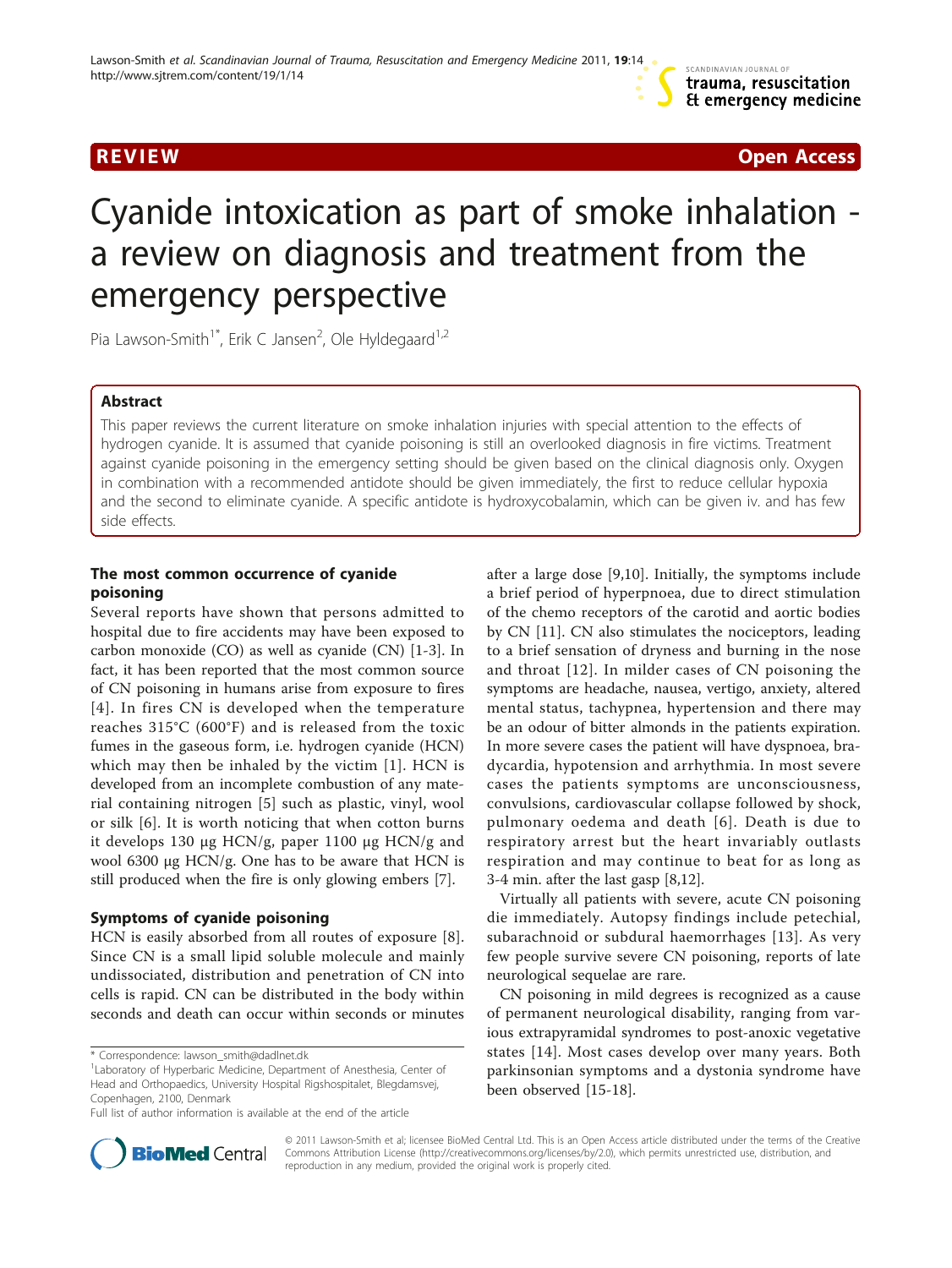REVIEW Open Access

# Cyanide intoxication as part of smoke inhalation - a review on diagnosis and treatment from the emergency perspective

Pia Lawson-Smith[1*], Erik C Jansen[2], Ole Hyldegaard[1,2]

## Abstract

This paper reviews the current literature on smoke inhalation injuries with special attention to the effects of hydrogen cyanide. It is assumed that cyanide poisoning is still an overlooked diagnosis in fire victims. Treatment against cyanide poisoning in the emergency setting should be given based on the clinical diagnosis only. Oxygen in combination with a recommended antidote should be given immediately, the first to reduce cellular hypoxia and the second to eliminate cyanide. A specific antidote is hydroxycobalamin, which can be given iv. and has few side effects.

## The most common occurrence of cyanide poisoning

Several reports have shown that persons admitted to hospital due to fire accidents may have been exposed to carbon monoxide (CO) as well as cyanide (CN) [1-3]. In fact, it has been reported that the most common source of CN poisoning in humans arise from exposure to fires [4]. In fires CN is developed when the temperature reaches 315°C (600°F) and is released from the toxic fumes in the gaseous form, i.e. hydrogen cyanide (HCN) which may then be inhaled by the victim [1]. HCN is developed from an incomplete combustion of any material containing nitrogen [5] such as plastic, vinyl, wool or silk [6]. It is worth noticing that when cotton burns it develops 130 μg HCN/g, paper 1100 μg HCN/g and wool 6300 μg HCN/g. One has to be aware that HCN is still produced when the fire is only glowing embers [7].

## Symptoms of cyanide poisoning

HCN is easily absorbed from all routes of exposure [8]. Since CN is a small lipid soluble molecule and mainly undissociated, distribution and penetration of CN into cells is rapid. CN can be distributed in the body within seconds and death can occur within seconds or minutes after a large dose [9,10]. Initially, the symptoms include a brief period of hyperpnoea, due to direct stimulation of the chemo receptors of the carotid and aortic bodies by CN [11]. CN also stimulates the nociceptors, leading to a brief sensation of dryness and burning in the nose and throat [12]. In milder cases of CN poisoning the symptoms are headache, nausea, vertigo, anxiety, altered mental status, tachypnea, hypertension and there may be an odour of bitter almonds in the patients expiration. In more severe cases the patient will have dyspnoea, bradycardia, hypotension and arrhythmia. In most severe cases the patients symptoms are unconsciousness, convulsions, cardiovascular collapse followed by shock, pulmonary oedema and death [6]. Death is due to respiratory arrest but the heart invariably outlasts respiration and may continue to beat for as long as 3-4 min. after the last gasp [8,12].

Virtually all patients with severe, acute CN poisoning die immediately. Autopsy findings include petechial, subarachnoid or subdural haemorrhages [13]. As very few people survive severe CN poisoning, reports of late neurological sequelae are rare.

CN poisoning in mild degrees is recognized as a cause of permanent neurological disability, ranging from various extrapyramidal syndromes to post-anoxic vegetative states [14]. Most cases develop over many years. Both parkinsonian symptoms and a dystonia syndrome have been observed [15-18].

\* Correspondence: lawson_smith@dadlnet.dk

[1]Laboratory of Hyperbaric Medicine, Department of Anesthesia, Center of Head and Orthopaedics, University Hospital Rigshospitalet, Blegdamsvej, Copenhagen, 2100, Denmark

Full list of author information is available at the end of the article

© 2011 Lawson-Smith et al; licensee BioMed Central Ltd. This is an Open Access article distributed under the terms of the Creative Commons Attribution License (http://creativecommons.org/licenses/by/2.0), which permits unrestricted use, distribution, and reproduction in any medium, provided the original work is properly cited.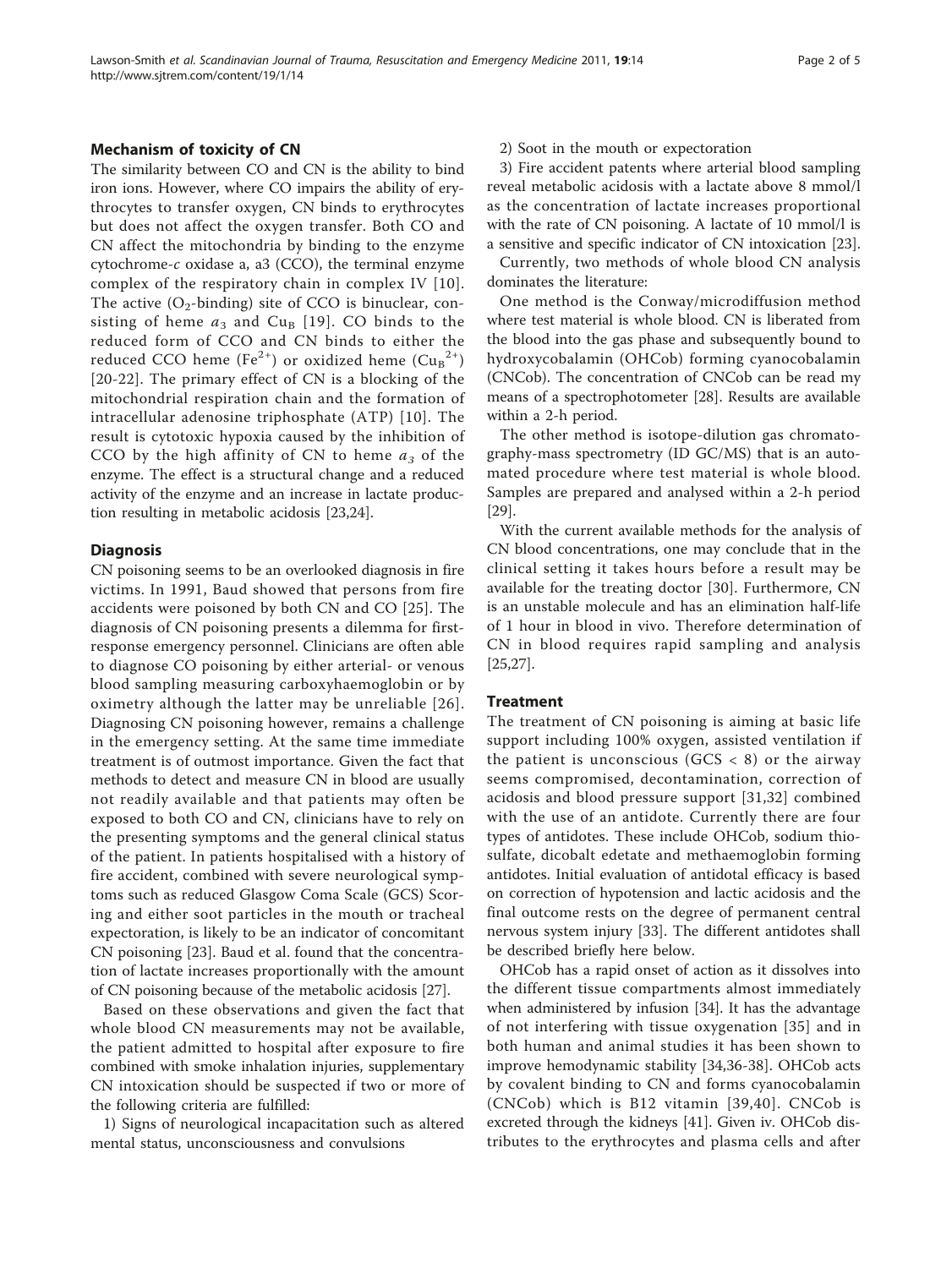### Mechanism of toxicity of CN

The similarity between CO and CN is the ability to bind iron ions. However, where CO impairs the ability of erythrocytes to transfer oxygen, CN binds to erythrocytes but does not affect the oxygen transfer. Both CO and CN affect the mitochondria by binding to the enzyme cytochrome-*c* oxidase a, a3 (CCO), the terminal enzyme complex of the respiratory chain in complex IV [10]. The active ($O_2$-binding) site of CCO is binuclear, consisting of heme $a_3$ and $Cu_B$ [19]. CO binds to the reduced form of CCO and CN binds to either the reduced CCO heme ($Fe^{2+}$) or oxidized heme ($Cu_B^{2+}$) [20-22]. The primary effect of CN is a blocking of the mitochondrial respiration chain and the formation of intracellular adenosine triphosphate (ATP) [10]. The result is cytotoxic hypoxia caused by the inhibition of CCO by the high affinity of CN to heme $a_3$ of the enzyme. The effect is a structural change and a reduced activity of the enzyme and an increase in lactate production resulting in metabolic acidosis [23,24].

### Diagnosis

CN poisoning seems to be an overlooked diagnosis in fire victims. In 1991, Baud showed that persons from fire accidents were poisoned by both CN and CO [25]. The diagnosis of CN poisoning presents a dilemma for first-response emergency personnel. Clinicians are often able to diagnose CO poisoning by either arterial- or venous blood sampling measuring carboxyhaemoglobin or by oximetry although the latter may be unreliable [26]. Diagnosing CN poisoning however, remains a challenge in the emergency setting. At the same time immediate treatment is of outmost importance. Given the fact that methods to detect and measure CN in blood are usually not readily available and that patients may often be exposed to both CO and CN, clinicians have to rely on the presenting symptoms and the general clinical status of the patient. In patients hospitalised with a history of fire accident, combined with severe neurological symptoms such as reduced Glasgow Coma Scale (GCS) Scoring and either soot particles in the mouth or tracheal expectoration, is likely to be an indicator of concomitant CN poisoning [23]. Baud et al. found that the concentration of lactate increases proportionally with the amount of CN poisoning because of the metabolic acidosis [27].

Based on these observations and given the fact that whole blood CN measurements may not be available, the patient admitted to hospital after exposure to fire combined with smoke inhalation injuries, supplementary CN intoxication should be suspected if two or more of the following criteria are fulfilled:

1) Signs of neurological incapacitation such as altered mental status, unconsciousness and convulsions

2) Soot in the mouth or expectoration

3) Fire accident patents where arterial blood sampling reveal metabolic acidosis with a lactate above 8 mmol/l as the concentration of lactate increases proportional with the rate of CN poisoning. A lactate of 10 mmol/l is a sensitive and specific indicator of CN intoxication [23].

Currently, two methods of whole blood CN analysis dominates the literature:

One method is the Conway/microdiffusion method where test material is whole blood. CN is liberated from the blood into the gas phase and subsequently bound to hydroxycobalamin (OHCob) forming cyanocobalamin (CNCob). The concentration of CNCob can be read my means of a spectrophotometer [28]. Results are available within a 2-h period.

The other method is isotope-dilution gas chromatography-mass spectrometry (ID GC/MS) that is an automated procedure where test material is whole blood. Samples are prepared and analysed within a 2-h period [29].

With the current available methods for the analysis of CN blood concentrations, one may conclude that in the clinical setting it takes hours before a result may be available for the treating doctor [30]. Furthermore, CN is an unstable molecule and has an elimination half-life of 1 hour in blood in vivo. Therefore determination of CN in blood requires rapid sampling and analysis [25,27].

### Treatment

The treatment of CN poisoning is aiming at basic life support including 100% oxygen, assisted ventilation if the patient is unconscious (GCS < 8) or the airway seems compromised, decontamination, correction of acidosis and blood pressure support [31,32] combined with the use of an antidote. Currently there are four types of antidotes. These include OHCob, sodium thiosulfate, dicobalt edetate and methaemoglobin forming antidotes. Initial evaluation of antidotal efficacy is based on correction of hypotension and lactic acidosis and the final outcome rests on the degree of permanent central nervous system injury [33]. The different antidotes shall be described briefly here below.

OHCob has a rapid onset of action as it dissolves into the different tissue compartments almost immediately when administered by infusion [34]. It has the advantage of not interfering with tissue oxygenation [35] and in both human and animal studies it has been shown to improve hemodynamic stability [34,36-38]. OHCob acts by covalent binding to CN and forms cyanocobalamin (CNCob) which is B12 vitamin [39,40]. CNCob is excreted through the kidneys [41]. Given iv. OHCob distributes to the erythrocytes and plasma cells and after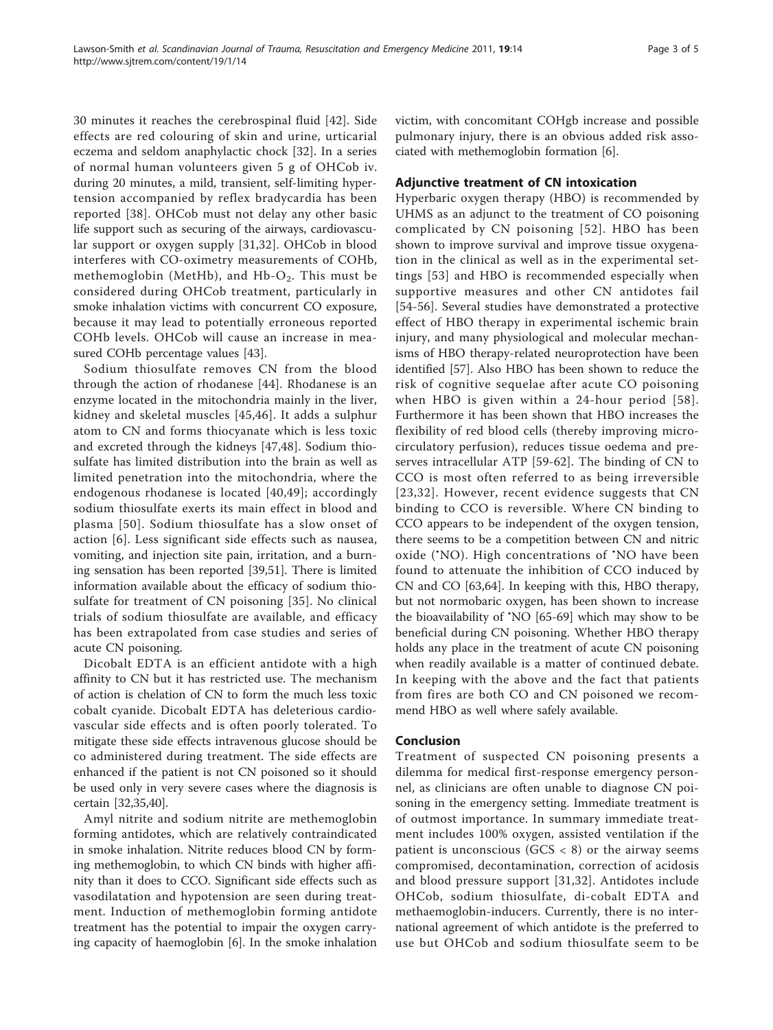30 minutes it reaches the cerebrospinal fluid [42]. Side effects are red colouring of skin and urine, urticarial eczema and seldom anaphylactic chock [32]. In a series of normal human volunteers given 5 g of OHCob iv. during 20 minutes, a mild, transient, self-limiting hypertension accompanied by reflex bradycardia has been reported [38]. OHCob must not delay any other basic life support such as securing of the airways, cardiovascular support or oxygen supply [31,32]. OHCob in blood interferes with CO-oximetry measurements of COHb, methemoglobin (MetHb), and Hb-$O_2$. This must be considered during OHCob treatment, particularly in smoke inhalation victims with concurrent CO exposure, because it may lead to potentially erroneous reported COHb levels. OHCob will cause an increase in measured COHb percentage values [43].

Sodium thiosulfate removes CN from the blood through the action of rhodanese [44]. Rhodanese is an enzyme located in the mitochondria mainly in the liver, kidney and skeletal muscles [45,46]. It adds a sulphur atom to CN and forms thiocyanate which is less toxic and excreted through the kidneys [47,48]. Sodium thiosulfate has limited distribution into the brain as well as limited penetration into the mitochondria, where the endogenous rhodanese is located [40,49]; accordingly sodium thiosulfate exerts its main effect in blood and plasma [50]. Sodium thiosulfate has a slow onset of action [6]. Less significant side effects such as nausea, vomiting, and injection site pain, irritation, and a burning sensation has been reported [39,51]. There is limited information available about the efficacy of sodium thiosulfate for treatment of CN poisoning [35]. No clinical trials of sodium thiosulfate are available, and efficacy has been extrapolated from case studies and series of acute CN poisoning.

Dicobalt EDTA is an efficient antidote with a high affinity to CN but it has restricted use. The mechanism of action is chelation of CN to form the much less toxic cobalt cyanide. Dicobalt EDTA has deleterious cardiovascular side effects and is often poorly tolerated. To mitigate these side effects intravenous glucose should be co administered during treatment. The side effects are enhanced if the patient is not CN poisoned so it should be used only in very severe cases where the diagnosis is certain [32,35,40].

Amyl nitrite and sodium nitrite are methemoglobin forming antidotes, which are relatively contraindicated in smoke inhalation. Nitrite reduces blood CN by forming methemoglobin, to which CN binds with higher affinity than it does to CCO. Significant side effects such as vasodilatation and hypotension are seen during treatment. Induction of methemoglobin forming antidote treatment has the potential to impair the oxygen carrying capacity of haemoglobin [6]. In the smoke inhalation victim, with concomitant COHgb increase and possible pulmonary injury, there is an obvious added risk associated with methemoglobin formation [6].

## Adjunctive treatment of CN intoxication

Hyperbaric oxygen therapy (HBO) is recommended by UHMS as an adjunct to the treatment of CO poisoning complicated by CN poisoning [52]. HBO has been shown to improve survival and improve tissue oxygenation in the clinical as well as in the experimental settings [53] and HBO is recommended especially when supportive measures and other CN antidotes fail [54-56]. Several studies have demonstrated a protective effect of HBO therapy in experimental ischemic brain injury, and many physiological and molecular mechanisms of HBO therapy-related neuroprotection have been identified [57]. Also HBO has been shown to reduce the risk of cognitive sequelae after acute CO poisoning when HBO is given within a 24-hour period [58]. Furthermore it has been shown that HBO increases the flexibility of red blood cells (thereby improving microcirculatory perfusion), reduces tissue oedema and preserves intracellular ATP [59-62]. The binding of CN to CCO is most often referred to as being irreversible [23,32]. However, recent evidence suggests that CN binding to CCO is reversible. Where CN binding to CCO appears to be independent of the oxygen tension, there seems to be a competition between CN and nitric oxide (•NO). High concentrations of •NO have been found to attenuate the inhibition of CCO induced by CN and CO [63,64]. In keeping with this, HBO therapy, but not normobaric oxygen, has been shown to increase the bioavailability of •NO [65-69] which may show to be beneficial during CN poisoning. Whether HBO therapy holds any place in the treatment of acute CN poisoning when readily available is a matter of continued debate. In keeping with the above and the fact that patients from fires are both CO and CN poisoned we recommend HBO as well where safely available.

## Conclusion

Treatment of suspected CN poisoning presents a dilemma for medical first-response emergency personnel, as clinicians are often unable to diagnose CN poisoning in the emergency setting. Immediate treatment is of outmost importance. In summary immediate treatment includes 100% oxygen, assisted ventilation if the patient is unconscious (GCS < 8) or the airway seems compromised, decontamination, correction of acidosis and blood pressure support [31,32]. Antidotes include OHCob, sodium thiosulfate, di-cobalt EDTA and methaemoglobin-inducers. Currently, there is no international agreement of which antidote is the preferred to use but OHCob and sodium thiosulfate seem to be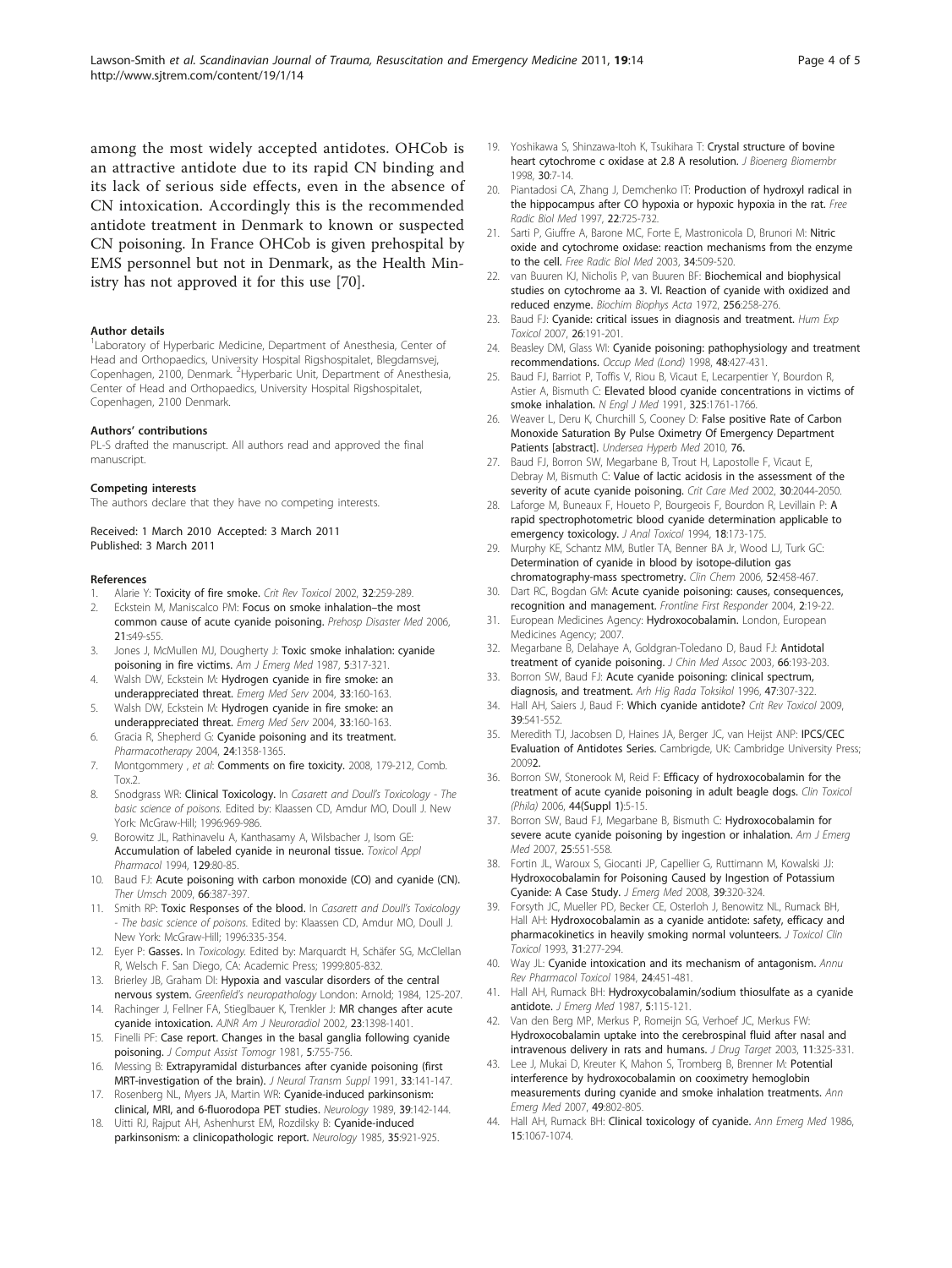among the most widely accepted antidotes. OHCob is an attractive antidote due to its rapid CN binding and its lack of serious side effects, even in the absence of CN intoxication. Accordingly this is the recommended antidote treatment in Denmark to known or suspected CN poisoning. In France OHCob is given prehospital by EMS personnel but not in Denmark, as the Health Ministry has not approved it for this use [70].

#### Author details

[1]Laboratory of Hyperbaric Medicine, Department of Anesthesia, Center of Head and Orthopaedics, University Hospital Rigshospitalet, Blegdamsvej, Copenhagen, 2100, Denmark. [2]Hyperbaric Unit, Department of Anesthesia, Center of Head and Orthopaedics, University Hospital Rigshospitalet, Copenhagen, 2100 Denmark.

#### Authors' contributions

PL-S drafted the manuscript. All authors read and approved the final manuscript.

#### Competing interests

The authors declare that they have no competing interests.

Received: 1 March 2010 Accepted: 3 March 2011
Published: 3 March 2011

#### References

1. Alarie Y: **Toxicity of fire smoke.** *Crit Rev Toxicol* 2002, **32**:259-289.
2. Eckstein M, Maniscalco PM: **Focus on smoke inhalation–the most common cause of acute cyanide poisoning.** *Prehosp Disaster Med* 2006, **21**:s49-s55.
3. Jones J, McMullen MJ, Dougherty J: **Toxic smoke inhalation: cyanide poisoning in fire victims.** *Am J Emerg Med* 1987, **5**:317-321.
4. Walsh DW, Eckstein M: **Hydrogen cyanide in fire smoke: an underappreciated threat.** *Emerg Med Serv* 2004, **33**:160-163.
5. Walsh DW, Eckstein M: **Hydrogen cyanide in fire smoke: an underappreciated threat.** *Emerg Med Serv* 2004, **33**:160-163.
6. Gracia R, Shepherd G: **Cyanide poisoning and its treatment.** *Pharmacotherapy* 2004, **24**:1358-1365.
7. Montgommery , *et al*: **Comments on fire toxicity.** 2008, 179-212, Comb. Tox.2.
8. Snodgrass WR: **Clinical Toxicology.** In *Casarett and Doull's Toxicology - The basic science of poisons.* Edited by: Klaassen CD, Amdur MO, Doull J. New York: McGraw-Hill; 1996:969-986.
9. Borowitz JL, Rathinavelu A, Kanthasamy A, Wilsbacher J, Isom GE: **Accumulation of labeled cyanide in neuronal tissue.** *Toxicol Appl Pharmacol* 1994, **129**:80-85.
10. Baud FJ: **Acute poisoning with carbon monoxide (CO) and cyanide (CN).** *Ther Umsch* 2009, **66**:387-397.
11. Smith RP: **Toxic Responses of the blood.** In *Casarett and Doull's Toxicology - The basic science of poisons.* Edited by: Klaassen CD, Amdur MO, Doull J. New York: McGraw-Hill; 1996:335-354.
12. Eyer P: **Gasses.** In *Toxicology.* Edited by: Marquardt H, Schäfer SG, McClellan R, Welsch F. San Diego, CA: Academic Press; 1999:805-832.
13. Brierley JB, Graham DI: **Hypoxia and vascular disorders of the central nervous system.** *Greenfield's neuropathology* London: Arnold; 1984, 125-207.
14. Rachinger J, Fellner FA, Stieglbauer K, Trenkler J: **MR changes after acute cyanide intoxication.** *AJNR Am J Neuroradiol* 2002, **23**:1398-1401.
15. Finelli PF: **Case report. Changes in the basal ganglia following cyanide poisoning.** *J Comput Assist Tomogr* 1981, **5**:755-756.
16. Messing B: **Extrapyramidal disturbances after cyanide poisoning (first MRT-investigation of the brain).** *J Neural Transm Suppl* 1991, **33**:141-147.
17. Rosenberg NL, Myers JA, Martin WR: **Cyanide-induced parkinsonism: clinical, MRI, and 6-fluorodopa PET studies.** *Neurology* 1989, **39**:142-144.
18. Uitti RJ, Rajput AH, Ashenhurst EM, Rozdilsky B: **Cyanide-induced parkinsonism: a clinicopathologic report.** *Neurology* 1985, **35**:921-925.
19. Yoshikawa S, Shinzawa-Itoh K, Tsukihara T: **Crystal structure of bovine heart cytochrome c oxidase at 2.8 A resolution.** *J Bioenerg Biomembr* 1998, **30**:7-14.
20. Piantadosi CA, Zhang J, Demchenko IT: **Production of hydroxyl radical in the hippocampus after CO hypoxia or hypoxic hypoxia in the rat.** *Free Radic Biol Med* 1997, **22**:725-732.
21. Sarti P, Giuffre A, Barone MC, Forte E, Mastronicola D, Brunori M: **Nitric oxide and cytochrome oxidase: reaction mechanisms from the enzyme to the cell.** *Free Radic Biol Med* 2003, **34**:509-520.
22. van Buuren KJ, Nicholis P, van Buuren BF: **Biochemical and biophysical studies on cytochrome aa 3. VI. Reaction of cyanide with oxidized and reduced enzyme.** *Biochim Biophys Acta* 1972, **256**:258-276.
23. Baud FJ: **Cyanide: critical issues in diagnosis and treatment.** *Hum Exp Toxicol* 2007, **26**:191-201.
24. Beasley DM, Glass WI: **Cyanide poisoning: pathophysiology and treatment recommendations.** *Occup Med (Lond)* 1998, **48**:427-431.
25. Baud FJ, Barriot P, Toffis V, Riou B, Vicaut E, Lecarpentier Y, Bourdon R, Astier A, Bismuth C: **Elevated blood cyanide concentrations in victims of smoke inhalation.** *N Engl J Med* 1991, **325**:1761-1766.
26. Weaver L, Deru K, Churchill S, Cooney D: **False positive Rate of Carbon Monoxide Saturation By Pulse Oximetry Of Emergency Department Patients [abstract].** *Undersea Hyperb Med* 2010, **76.**
27. Baud FJ, Borron SW, Megarbane B, Trout H, Lapostolle F, Vicaut E, Debray M, Bismuth C: **Value of lactic acidosis in the assessment of the severity of acute cyanide poisoning.** *Crit Care Med* 2002, **30**:2044-2050.
28. Laforge M, Buneaux F, Houeto P, Bourgeois F, Bourdon R, Levillain P: **A rapid spectrophotometric blood cyanide determination applicable to emergency toxicology.** *J Anal Toxicol* 1994, **18**:173-175.
29. Murphy KE, Schantz MM, Butler TA, Benner BA Jr, Wood LJ, Turk GC: **Determination of cyanide in blood by isotope-dilution gas chromatography-mass spectrometry.** *Clin Chem* 2006, **52**:458-467.
30. Dart RC, Bogdan GM: **Acute cyanide poisoning: causes, consequences, recognition and management.** *Frontline First Responder* 2004, **2**:19-22.
31. European Medicines Agency: **Hydroxocobalamin.** London, European Medicines Agency; 2007.
32. Megarbane B, Delahaye A, Goldgran-Toledano D, Baud FJ: **Antidotal treatment of cyanide poisoning.** *J Chin Med Assoc* 2003, **66**:193-203.
33. Borron SW, Baud FJ: **Acute cyanide poisoning: clinical spectrum, diagnosis, and treatment.** *Arh Hig Rada Toksikol* 1996, **47**:307-322.
34. Hall AH, Saiers J, Baud F: **Which cyanide antidote?** *Crit Rev Toxicol* 2009, **39**:541-552.
35. Meredith TJ, Jacobsen D, Haines JA, Berger JC, van Heijst ANP: **IPCS/CEC Evaluation of Antidotes Series.** Cambrigde, UK: Cambridge University Press; 2009**2.**
36. Borron SW, Stonerook M, Reid F: **Efficacy of hydroxocobalamin for the treatment of acute cyanide poisoning in adult beagle dogs.** *Clin Toxicol (Phila)* 2006, **44(Suppl 1)**:5-15.
37. Borron SW, Baud FJ, Megarbane B, Bismuth C: **Hydroxocobalamin for severe acute cyanide poisoning by ingestion or inhalation.** *Am J Emerg Med* 2007, **25**:551-558.
38. Fortin JL, Waroux S, Giocanti JP, Capellier G, Ruttimann M, Kowalski JJ: **Hydroxocobalamin for Poisoning Caused by Ingestion of Potassium Cyanide: A Case Study.** *J Emerg Med* 2008, **39**:320-324.
39. Forsyth JC, Mueller PD, Becker CE, Osterloh J, Benowitz NL, Rumack BH, Hall AH: **Hydroxocobalamin as a cyanide antidote: safety, efficacy and pharmacokinetics in heavily smoking normal volunteers.** *J Toxicol Clin Toxicol* 1993, **31**:277-294.
40. Way JL: **Cyanide intoxication and its mechanism of antagonism.** *Annu Rev Pharmacol Toxicol* 1984, **24**:451-481.
41. Hall AH, Rumack BH: **Hydroxycobalamin/sodium thiosulfate as a cyanide antidote.** *J Emerg Med* 1987, **5**:115-121.
42. Van den Berg MP, Merkus P, Romeijn SG, Verhoef JC, Merkus FW: **Hydroxocobalamin uptake into the cerebrospinal fluid after nasal and intravenous delivery in rats and humans.** *J Drug Target* 2003, **11**:325-331.
43. Lee J, Mukai D, Kreuter K, Mahon S, Tromberg B, Brenner M: **Potential interference by hydroxocobalamin on cooximetry hemoglobin measurements during cyanide and smoke inhalation treatments.** *Ann Emerg Med* 2007, **49**:802-805.
44. Hall AH, Rumack BH: **Clinical toxicology of cyanide.** *Ann Emerg Med* 1986, **15**:1067-1074.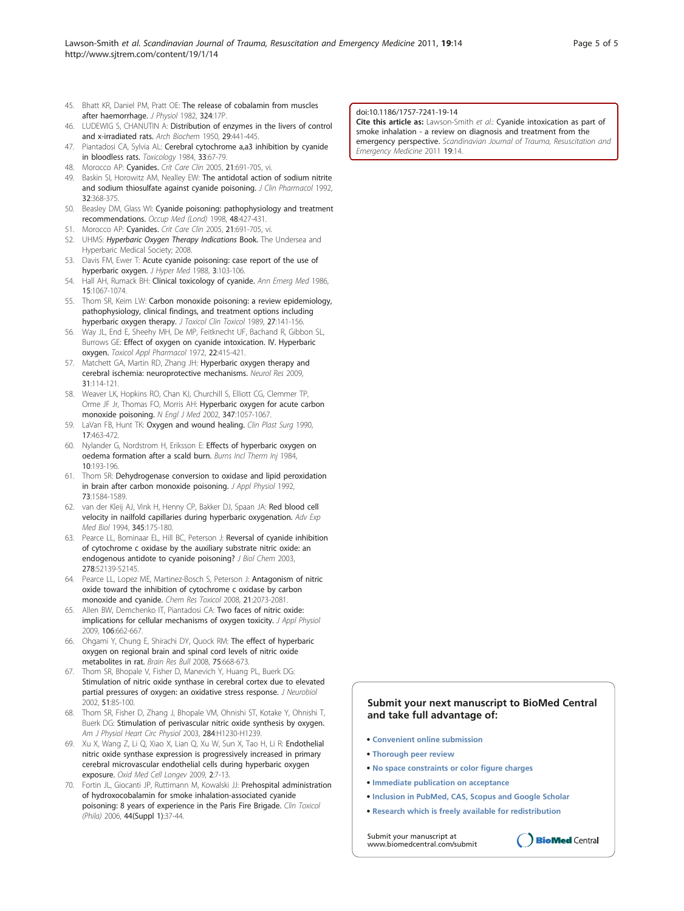45. Bhatt KR, Daniel PM, Pratt OE: **The release of cobalamin from muscles after haemorrhage.** *J Physiol* 1982, **324**:17P.
46. LUDEWIG S, CHANUTIN A: **Distribution of enzymes in the livers of control and x-irradiated rats.** *Arch Biochem* 1950, **29**:441-445.
47. Piantadosi CA, Sylvia AL: **Cerebral cytochrome a,a3 inhibition by cyanide in bloodless rats.** *Toxicology* 1984, **33**:67-79.
48. Morocco AP: **Cyanides.** *Crit Care Clin* 2005, **21**:691-705, vi.
49. Baskin SI, Horowitz AM, Nealley EW: **The antidotal action of sodium nitrite and sodium thiosulfate against cyanide poisoning.** *J Clin Pharmacol* 1992, **32**:368-375.
50. Beasley DM, Glass WI: **Cyanide poisoning: pathophysiology and treatment recommendations.** *Occup Med (Lond)* 1998, **48**:427-431.
51. Morocco AP: **Cyanides.** *Crit Care Clin* 2005, **21**:691-705, vi.
52. UHMS: ***Hyperbaric Oxygen Therapy Indications*** Book. The Undersea and Hyperbaric Medical Society; 2008.
53. Davis FM, Ewer T: **Acute cyanide poisoning: case report of the use of hyperbaric oxygen.** *J Hyper Med* 1988, **3**:103-106.
54. Hall AH, Rumack BH: **Clinical toxicology of cyanide.** *Ann Emerg Med* 1986, **15**:1067-1074.
55. Thom SR, Keim LW: **Carbon monoxide poisoning: a review epidemiology, pathophysiology, clinical findings, and treatment options including hyperbaric oxygen therapy.** *J Toxicol Clin Toxicol* 1989, **27**:141-156.
56. Way JL, End E, Sheehy MH, De MP, Feitknecht UF, Bachand R, Gibbon SL, Burrows GE: **Effect of oxygen on cyanide intoxication. IV. Hyperbaric oxygen.** *Toxicol Appl Pharmacol* 1972, **22**:415-421.
57. Matchett GA, Martin RD, Zhang JH: **Hyperbaric oxygen therapy and cerebral ischemia: neuroprotective mechanisms.** *Neurol Res* 2009, **31**:114-121.
58. Weaver LK, Hopkins RO, Chan KJ, Churchill S, Elliott CG, Clemmer TP, Orme JF Jr, Thomas FO, Morris AH: **Hyperbaric oxygen for acute carbon monoxide poisoning.** *N Engl J Med* 2002, **347**:1057-1067.
59. LaVan FB, Hunt TK: **Oxygen and wound healing.** *Clin Plast Surg* 1990, **17**:463-472.
60. Nylander G, Nordstrom H, Eriksson E: **Effects of hyperbaric oxygen on oedema formation after a scald burn.** *Burns Incl Therm Inj* 1984, **10**:193-196.
61. Thom SR: **Dehydrogenase conversion to oxidase and lipid peroxidation in brain after carbon monoxide poisoning.** *J Appl Physiol* 1992, **73**:1584-1589.
62. van der Kleij AJ, Vink H, Henny CP, Bakker DJ, Spaan JA: **Red blood cell velocity in nailfold capillaries during hyperbaric oxygenation.** *Adv Exp Med Biol* 1994, **345**:175-180.
63. Pearce LL, Bominaar EL, Hill BC, Peterson J: **Reversal of cyanide inhibition of cytochrome c oxidase by the auxiliary substrate nitric oxide: an endogenous antidote to cyanide poisoning?** *J Biol Chem* 2003, **278**:52139-52145.
64. Pearce LL, Lopez ME, Martinez-Bosch S, Peterson J: **Antagonism of nitric oxide toward the inhibition of cytochrome c oxidase by carbon monoxide and cyanide.** *Chem Res Toxicol* 2008, **21**:2073-2081.
65. Allen BW, Demchenko IT, Piantadosi CA: **Two faces of nitric oxide: implications for cellular mechanisms of oxygen toxicity.** *J Appl Physiol* 2009, **106**:662-667.
66. Ohgami Y, Chung E, Shirachi DY, Quock RM: **The effect of hyperbaric oxygen on regional brain and spinal cord levels of nitric oxide metabolites in rat.** *Brain Res Bull* 2008, **75**:668-673.
67. Thom SR, Bhopale V, Fisher D, Manevich Y, Huang PL, Buerk DG: **Stimulation of nitric oxide synthase in cerebral cortex due to elevated partial pressures of oxygen: an oxidative stress response.** *J Neurobiol* 2002, **51**:85-100.
68. Thom SR, Fisher D, Zhang J, Bhopale VM, Ohnishi ST, Kotake Y, Ohnishi T, Buerk DG: **Stimulation of perivascular nitric oxide synthesis by oxygen.** *Am J Physiol Heart Circ Physiol* 2003, **284**:H1230-H1239.
69. Xu X, Wang Z, Li Q, Xiao X, Lian Q, Xu W, Sun X, Tao H, Li R: **Endothelial nitric oxide synthase expression is progressively increased in primary cerebral microvascular endothelial cells during hyperbaric oxygen exposure.** *Oxid Med Cell Longev* 2009, **2**:7-13.
70. Fortin JL, Giocanti JP, Ruttimann M, Kowalski JJ: **Prehospital administration of hydroxocobalamin for smoke inhalation-associated cyanide poisoning: 8 years of experience in the Paris Fire Brigade.** *Clin Toxicol (Phila)* 2006, **44(Suppl 1)**:37-44.

doi:10.1186/1757-7241-19-14

**Cite this article as:** Lawson-Smith *et al.*: Cyanide intoxication as part of smoke inhalation - a review on diagnosis and treatment from the emergency perspective. *Scandinavian Journal of Trauma, Resuscitation and Emergency Medicine* 2011 **19**:14.

**Submit your next manuscript to BioMed Central and take full advantage of:**

- Convenient online submission
- Thorough peer review
- No space constraints or color figure charges
- Immediate publication on acceptance
- Inclusion in PubMed, CAS, Scopus and Google Scholar
- Research which is freely available for redistribution

Submit your manuscript at www.biomedcentral.com/submit